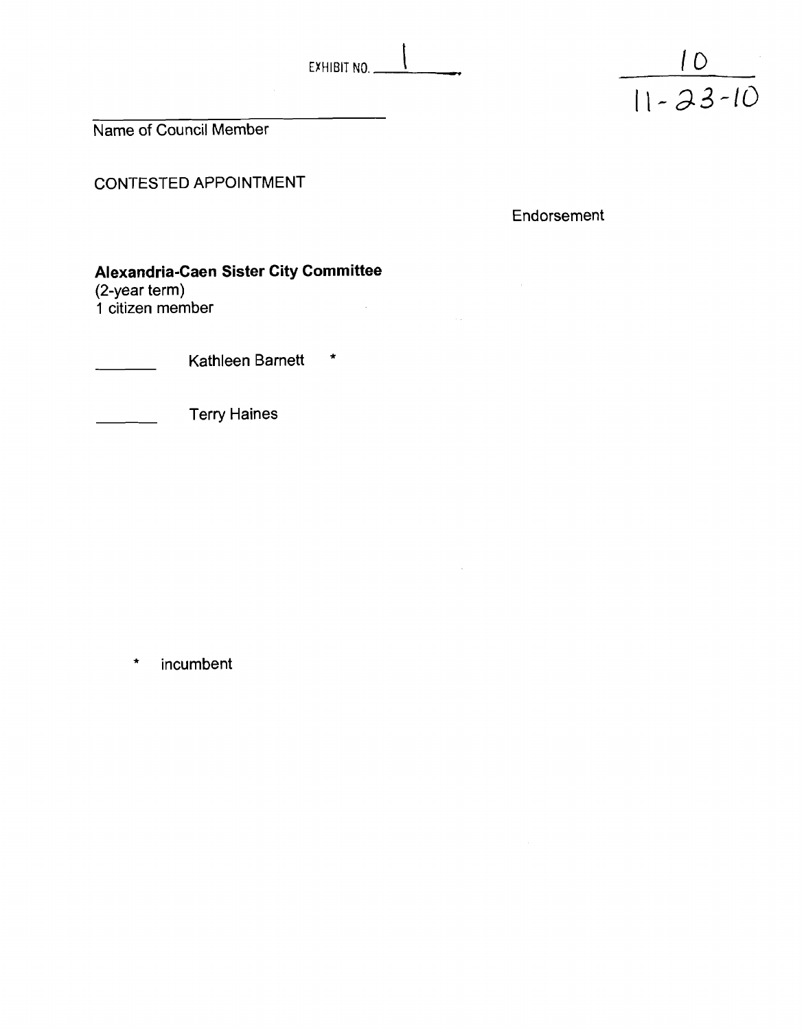EXHIBIT NO. 1

10
11-23-10

______________________________
Name of Council Member

CONTESTED APPOINTMENT

Endorsement

**Alexandria-Caen Sister City Committee**
(2-year term)
1 citizen member

_______ Kathleen Barnett *

_______ Terry Haines

\* incumbent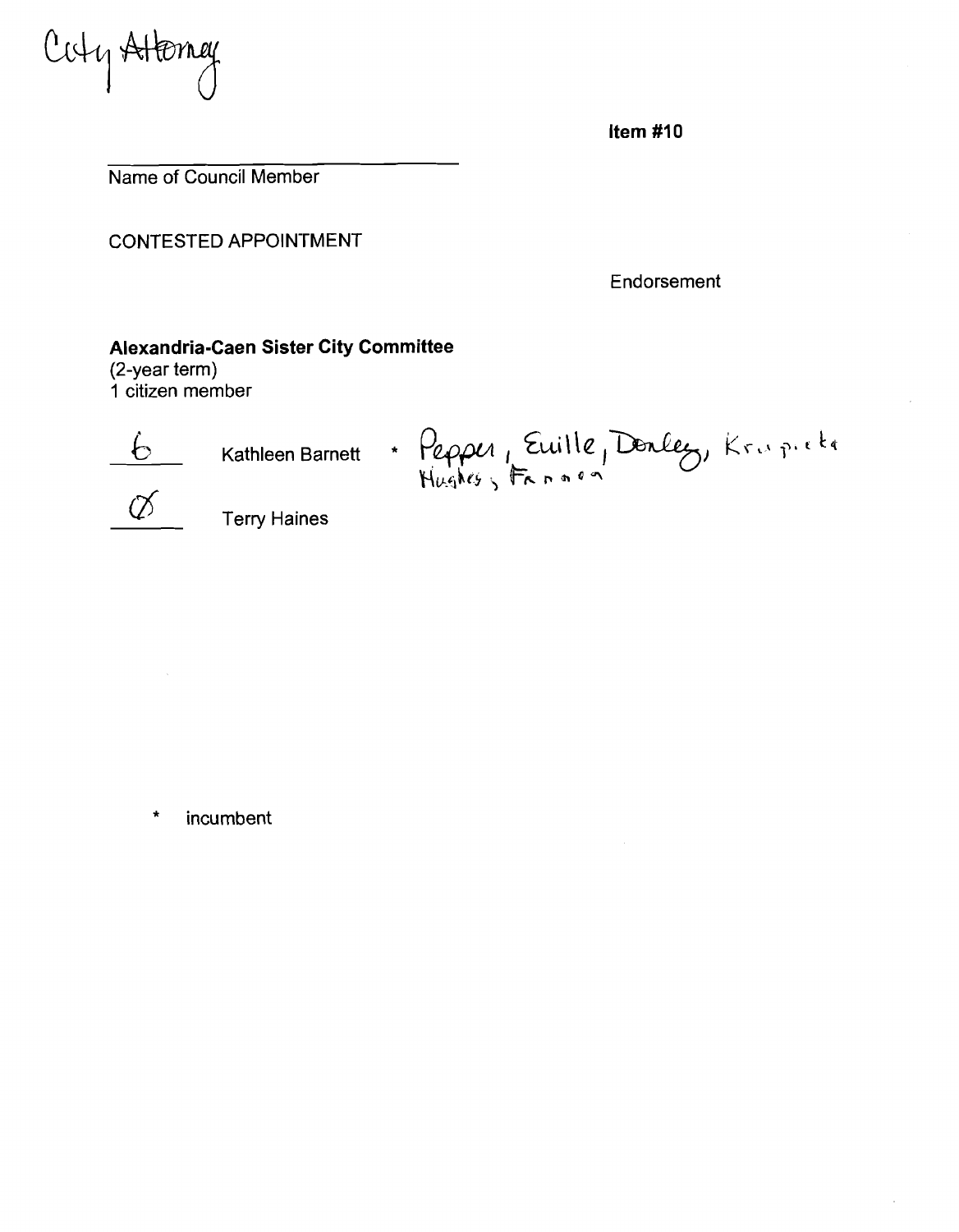City Attorney

**Item #10**

Name of Council Member

CONTESTED APPOINTMENT

Endorsement

**Alexandria-Caen Sister City Committee**
(2-year term)
1 citizen member

| | | |
|---|---|---|
| 6 | Kathleen Barnett * | Pepper, Euille, Donley, Krupicka, Hughes, Fannon |
| Ø | Terry Haines | |

\* incumbent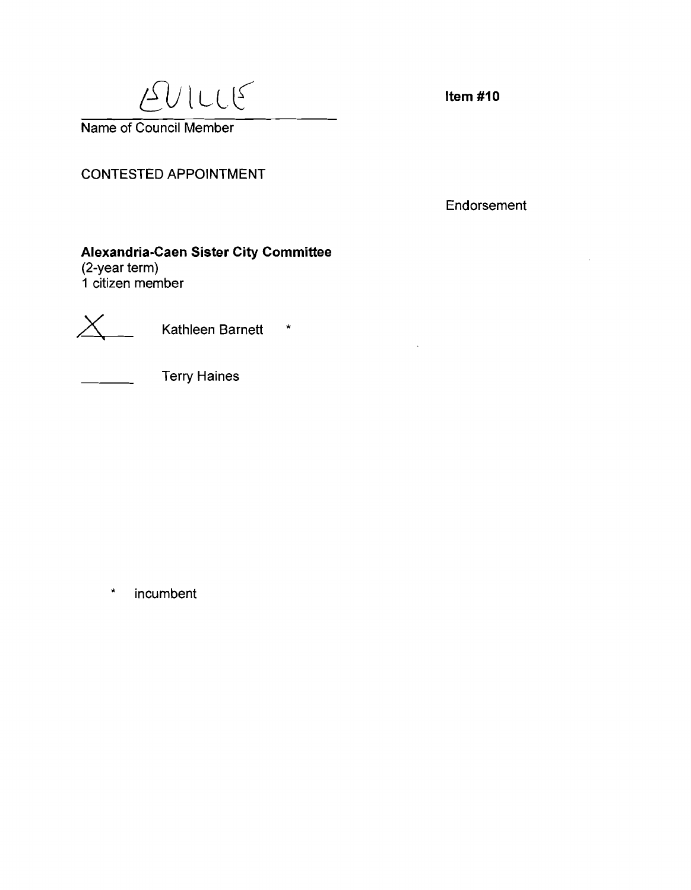EUILLE

Name of Council Member

**Item #10**

CONTESTED APPOINTMENT

Endorsement

**Alexandria-Caen Sister City Committee**
(2-year term)
1 citizen member

X Kathleen Barnett *

_______ Terry Haines

\* incumbent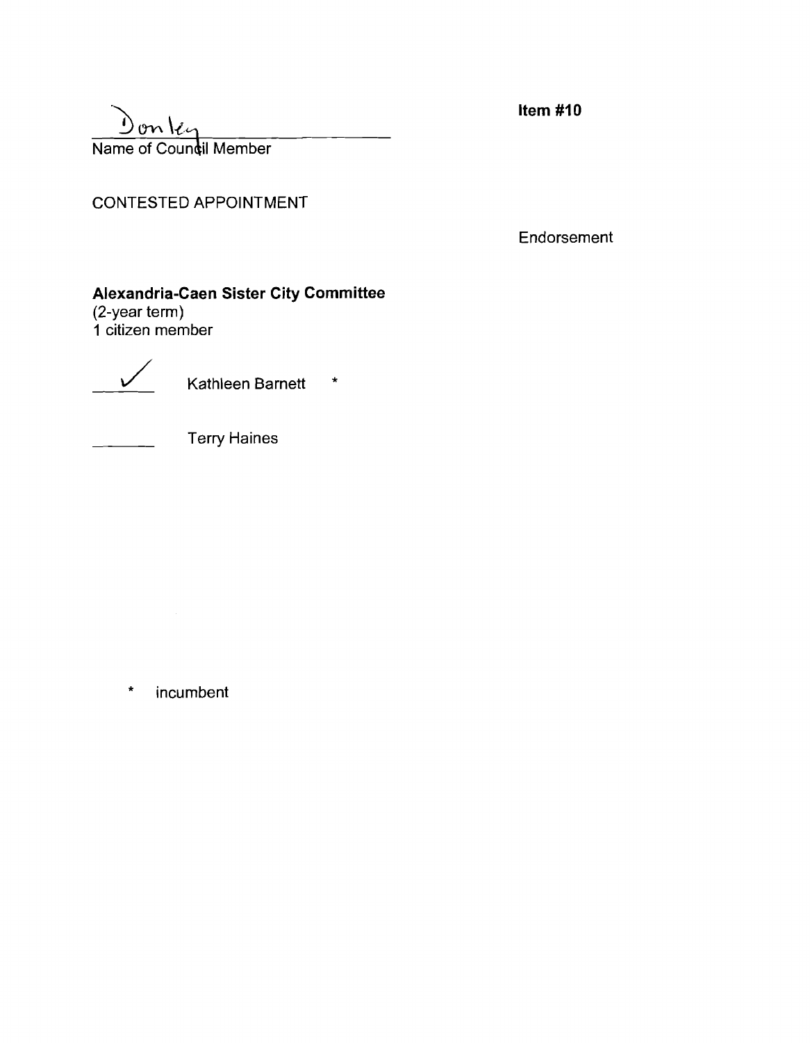Donley
Name of Council Member

**Item #10**

CONTESTED APPOINTMENT

Endorsement

**Alexandria-Caen Sister City Committee**
(2-year term)
1 citizen member

✓ Kathleen Barnett *

_____ Terry Haines

\* incumbent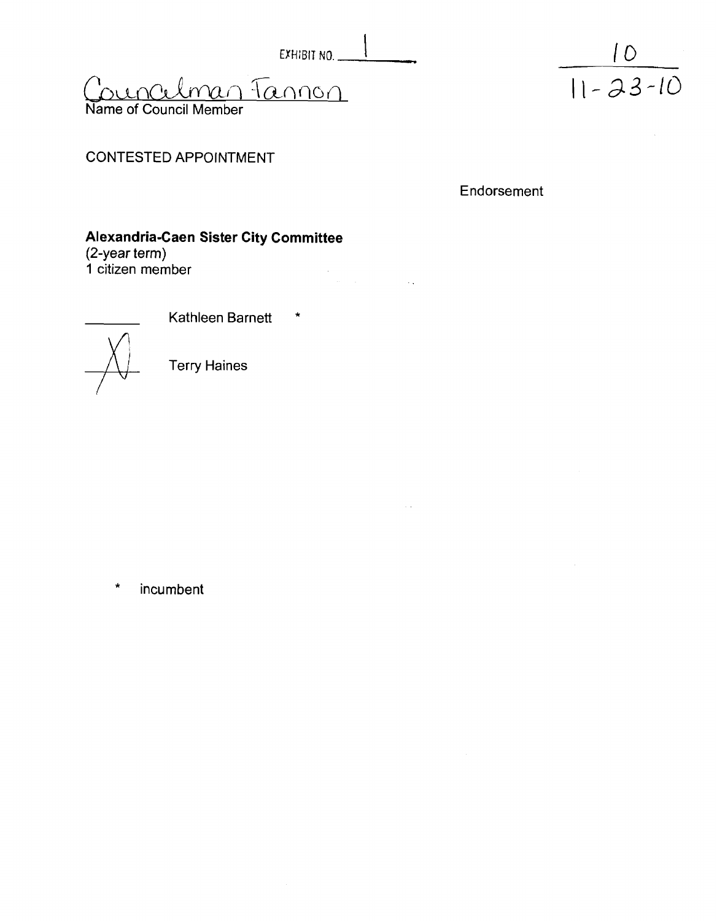EXHIBIT NO. 1

10
11-23-10

Councilman Tannon
Name of Council Member

CONTESTED APPOINTMENT

Endorsement

**Alexandria-Caen Sister City Committee**
(2-year term)
1 citizen member

\_\_\_\_\_\_\_ Kathleen Barnett *

X Terry Haines

\* incumbent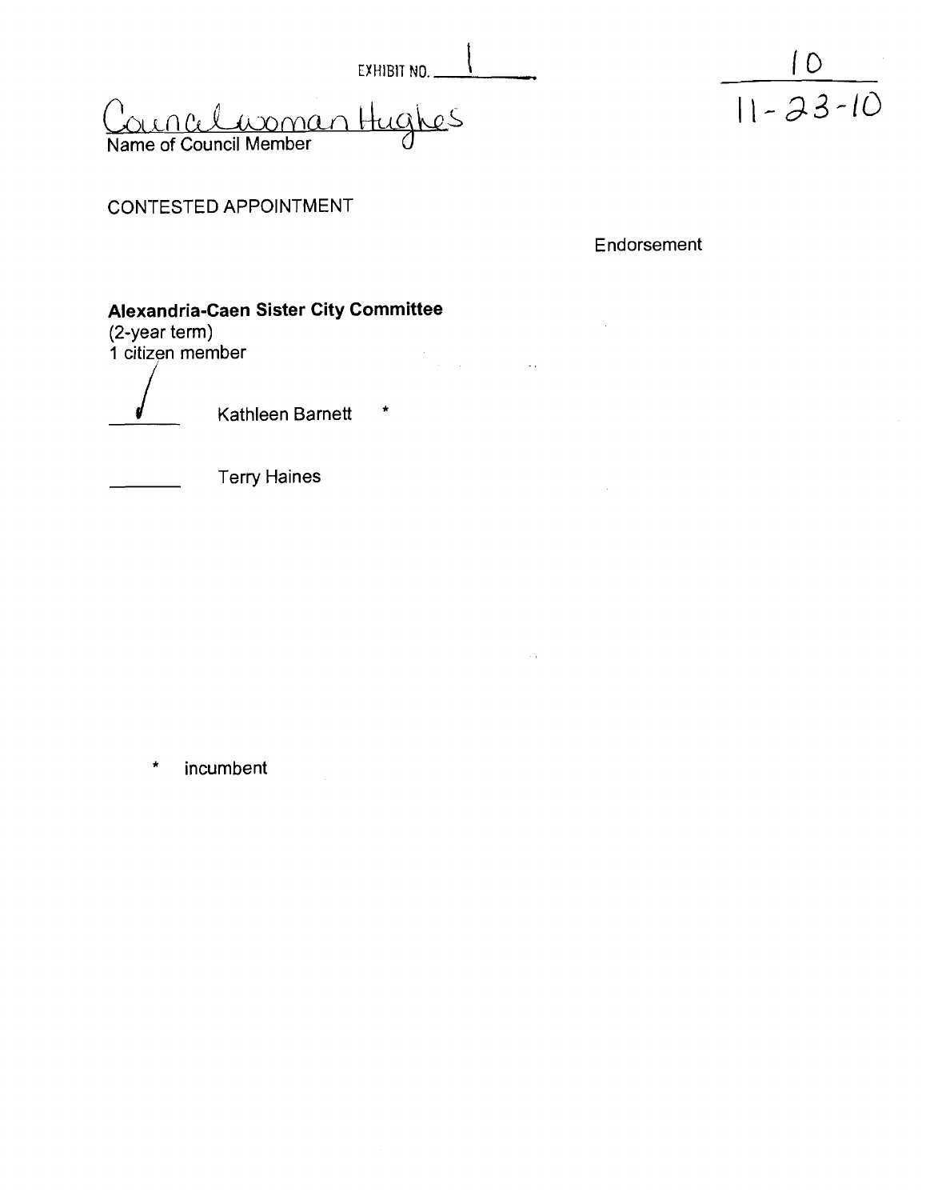EXHIBIT NO. 1

10
11-23-10

Councilwoman Hughes
Name of Council Member

CONTESTED APPOINTMENT

Endorsement

**Alexandria-Caen Sister City Committee**
(2-year term)
1 citizen member

| | |
|---|---|
| ✓ | Kathleen Barnett * |
| | Terry Haines |

\* incumbent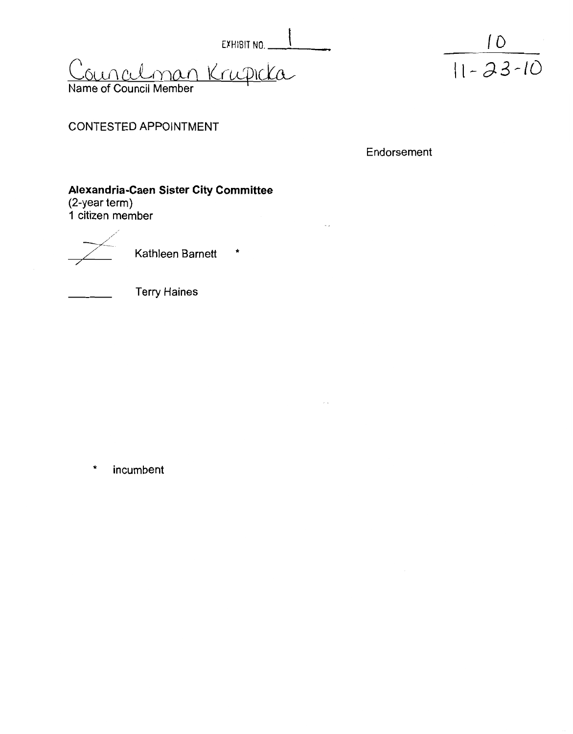EXHIBIT NO. 1

10
11-23-10

Councilman Krupicka
Name of Council Member

CONTESTED APPOINTMENT

Endorsement

**Alexandria-Caen Sister City Committee**
(2-year term)
1 citizen member

X Kathleen Barnett *

\_\_\_\_\_\_\_ Terry Haines

\* incumbent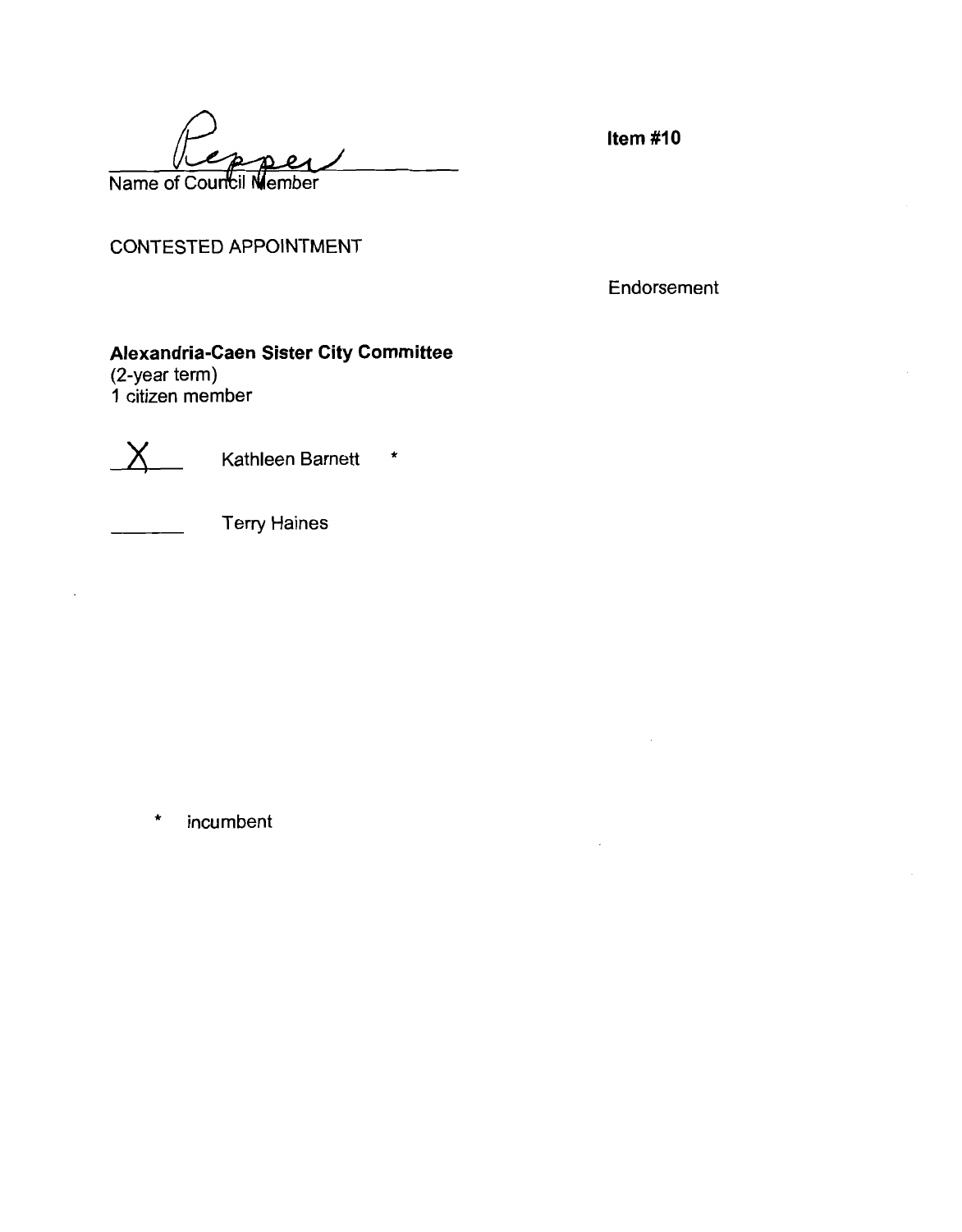Pepper
Name of Council Member

**Item #10**

CONTESTED APPOINTMENT

Endorsement

**Alexandria-Caen Sister City Committee**
(2-year term)
1 citizen member

X Kathleen Barnett *

\_\_\_\_\_\_\_ Terry Haines

\* incumbent